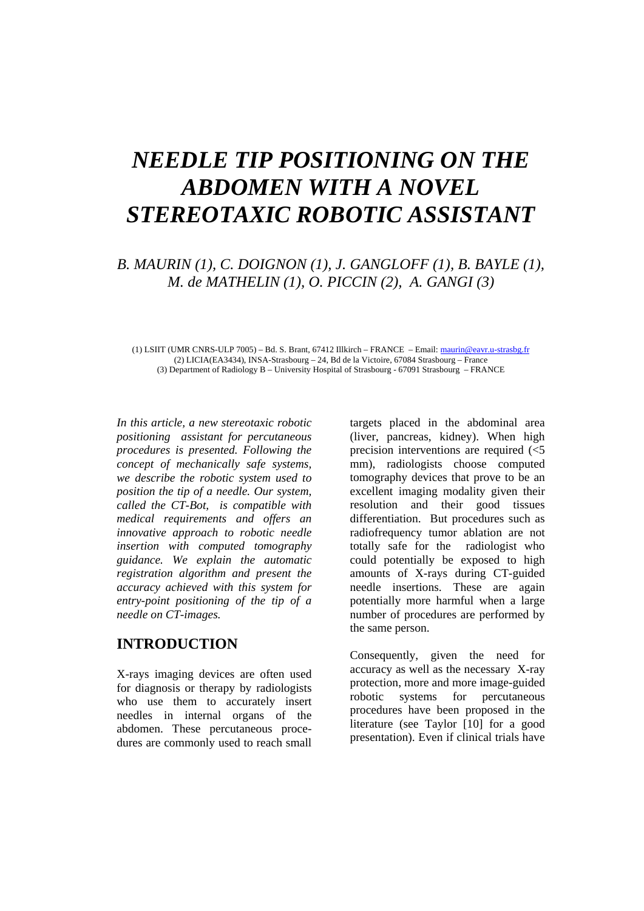# *NEEDLE TIP POSITIONING ON THE ABDOMEN WITH A NOVEL STEREOTAXIC ROBOTIC ASSISTANT*

*B. MAURIN (1), C. DOIGNON (1), J. GANGLOFF (1), B. BAYLE (1), M. de MATHELIN (1), O. PICCIN (2), A. GANGI (3)*

(1) LSIIT (UMR CNRS-ULP 7005) – Bd. S. Brant, 67412 Illkirch – FRANCE – Email: maurin@eavr.u-strasbg.fr
(2) LICIA(EA3434), INSA-Strasbourg – 24, Bd de la Victoire, 67084 Strasbourg – France
(3) Department of Radiology B – University Hospital of Strasbourg - 67091 Strasbourg – FRANCE

*In this article, a new stereotaxic robotic positioning assistant for percutaneous procedures is presented. Following the concept of mechanically safe systems, we describe the robotic system used to position the tip of a needle. Our system, called the CT-Bot, is compatible with medical requirements and offers an innovative approach to robotic needle insertion with computed tomography guidance. We explain the automatic registration algorithm and present the accuracy achieved with this system for entry-point positioning of the tip of a needle on CT-images.*

## INTRODUCTION

X-rays imaging devices are often used for diagnosis or therapy by radiologists who use them to accurately insert needles in internal organs of the abdomen. These percutaneous procedures are commonly used to reach small targets placed in the abdominal area (liver, pancreas, kidney). When high precision interventions are required (<5 mm), radiologists choose computed tomography devices that prove to be an excellent imaging modality given their resolution and their good tissues differentiation. But procedures such as radiofrequency tumor ablation are not totally safe for the radiologist who could potentially be exposed to high amounts of X-rays during CT-guided needle insertions. These are again potentially more harmful when a large number of procedures are performed by the same person.

Consequently, given the need for accuracy as well as the necessary X-ray protection, more and more image-guided robotic systems for percutaneous procedures have been proposed in the literature (see Taylor [10] for a good presentation). Even if clinical trials have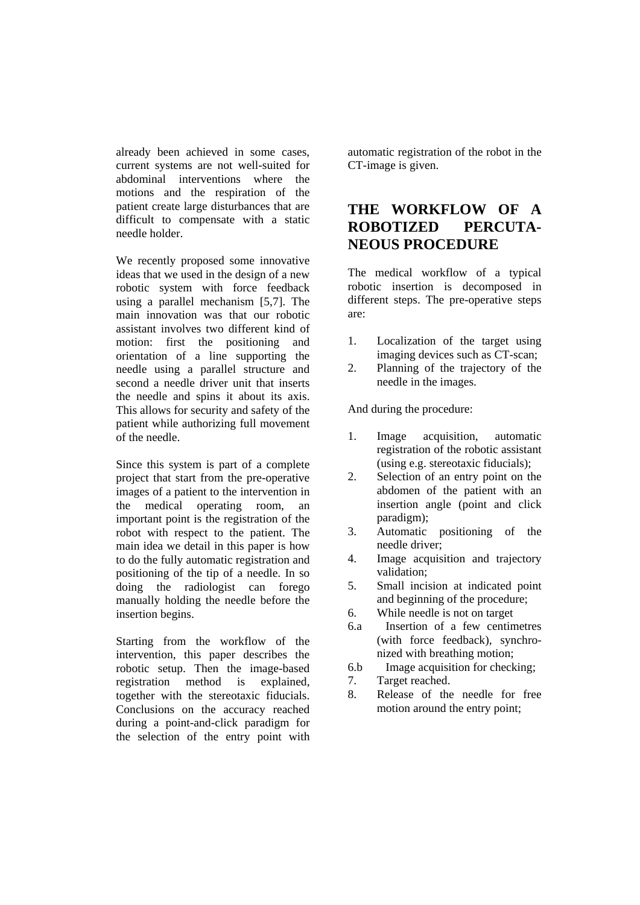already been achieved in some cases, current systems are not well-suited for abdominal interventions where the motions and the respiration of the patient create large disturbances that are difficult to compensate with a static needle holder.

We recently proposed some innovative ideas that we used in the design of a new robotic system with force feedback using a parallel mechanism [5,7]. The main innovation was that our robotic assistant involves two different kind of motion: first the positioning and orientation of a line supporting the needle using a parallel structure and second a needle driver unit that inserts the needle and spins it about its axis. This allows for security and safety of the patient while authorizing full movement of the needle.

Since this system is part of a complete project that start from the pre-operative images of a patient to the intervention in the medical operating room, an important point is the registration of the robot with respect to the patient. The main idea we detail in this paper is how to do the fully automatic registration and positioning of the tip of a needle. In so doing the radiologist can forego manually holding the needle before the insertion begins.

Starting from the workflow of the intervention, this paper describes the robotic setup. Then the image-based registration method is explained, together with the stereotaxic fiducials. Conclusions on the accuracy reached during a point-and-click paradigm for the selection of the entry point with automatic registration of the robot in the CT-image is given.

## THE WORKFLOW OF A ROBOTIZED PERCUTANEOUS PROCEDURE

The medical workflow of a typical robotic insertion is decomposed in different steps. The pre-operative steps are:

1. Localization of the target using imaging devices such as CT-scan;
2. Planning of the trajectory of the needle in the images.

And during the procedure:

1. Image acquisition, automatic registration of the robotic assistant (using e.g. stereotaxic fiducials);
2. Selection of an entry point on the abdomen of the patient with an insertion angle (point and click paradigm);
3. Automatic positioning of the needle driver;
4. Image acquisition and trajectory validation;
5. Small incision at indicated point and beginning of the procedure;
6. While needle is not on target

   6.a Insertion of a few centimetres (with force feedback), synchronized with breathing motion;

   6.b Image acquisition for checking;
7. Target reached.
8. Release of the needle for free motion around the entry point;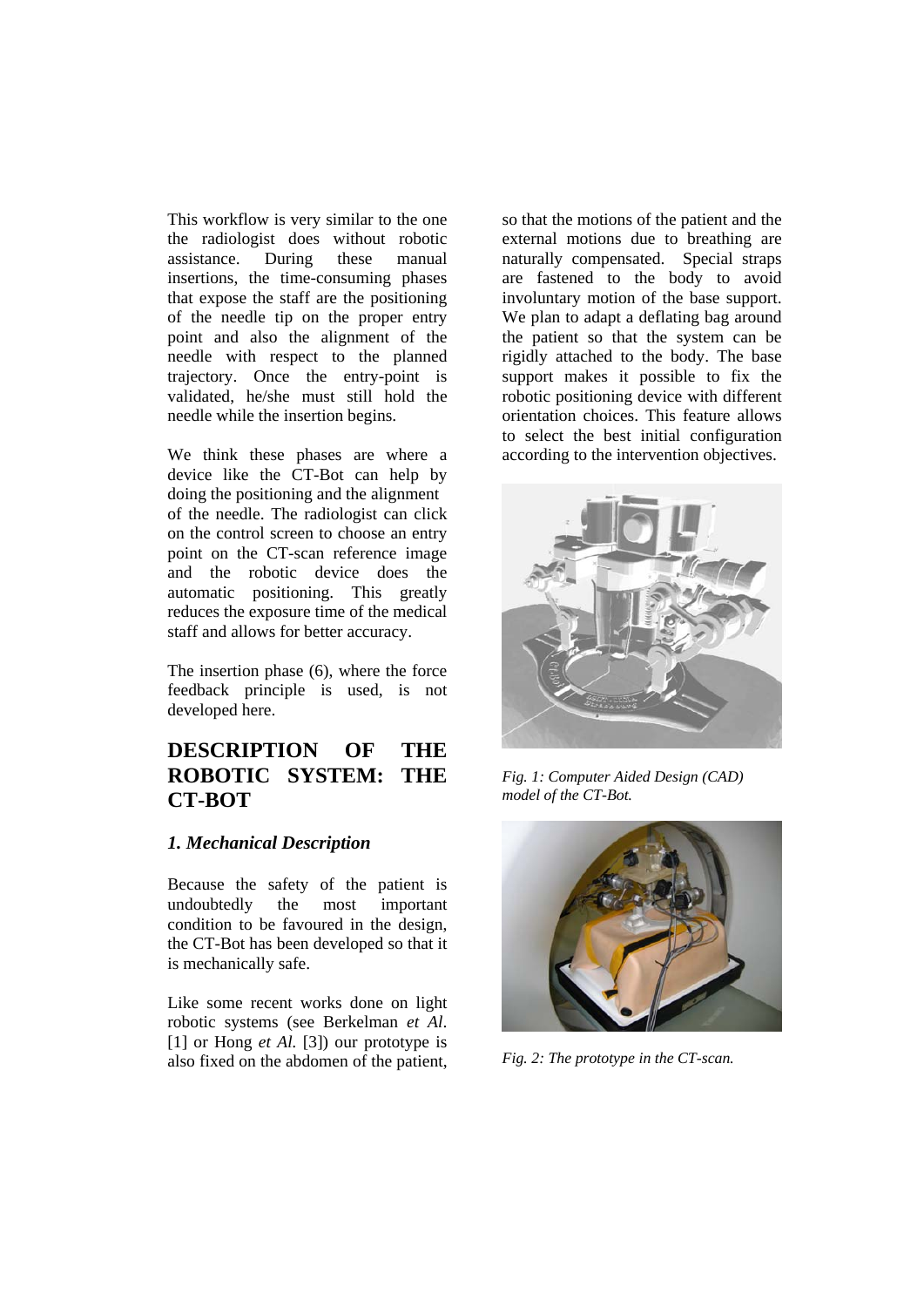This workflow is very similar to the one the radiologist does without robotic assistance. During these manual insertions, the time-consuming phases that expose the staff are the positioning of the needle tip on the proper entry point and also the alignment of the needle with respect to the planned trajectory. Once the entry-point is validated, he/she must still hold the needle while the insertion begins.

We think these phases are where a device like the CT-Bot can help by doing the positioning and the alignment of the needle. The radiologist can click on the control screen to choose an entry point on the CT-scan reference image and the robotic device does the automatic positioning. This greatly reduces the exposure time of the medical staff and allows for better accuracy.

The insertion phase (6), where the force feedback principle is used, is not developed here.

# DESCRIPTION OF THE ROBOTIC SYSTEM: THE CT-BOT

## *1. Mechanical Description*

Because the safety of the patient is undoubtedly the most important condition to be favoured in the design, the CT-Bot has been developed so that it is mechanically safe.

Like some recent works done on light robotic systems (see Berkelman *et Al.* [1] or Hong *et Al.* [3]) our prototype is also fixed on the abdomen of the patient, so that the motions of the patient and the external motions due to breathing are naturally compensated. Special straps are fastened to the body to avoid involuntary motion of the base support. We plan to adapt a deflating bag around the patient so that the system can be rigidly attached to the body. The base support makes it possible to fix the robotic positioning device with different orientation choices. This feature allows to select the best initial configuration according to the intervention objectives.

*Fig. 1: Computer Aided Design (CAD) model of the CT-Bot.*

*Fig. 2: The prototype in the CT-scan.*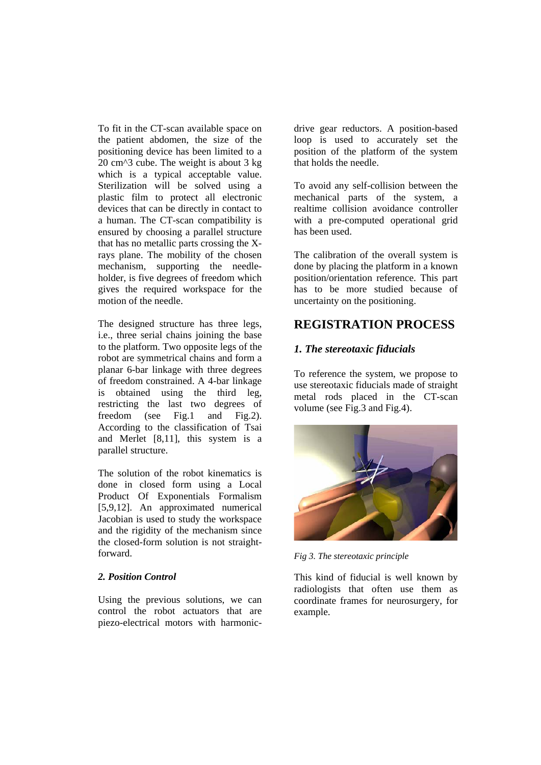To fit in the CT-scan available space on the patient abdomen, the size of the positioning device has been limited to a 20 cm^3 cube. The weight is about 3 kg which is a typical acceptable value. Sterilization will be solved using a plastic film to protect all electronic devices that can be directly in contact to a human. The CT-scan compatibility is ensured by choosing a parallel structure that has no metallic parts crossing the X-rays plane. The mobility of the chosen mechanism, supporting the needle-holder, is five degrees of freedom which gives the required workspace for the motion of the needle.

The designed structure has three legs, i.e., three serial chains joining the base to the platform. Two opposite legs of the robot are symmetrical chains and form a planar 6-bar linkage with three degrees of freedom constrained. A 4-bar linkage is obtained using the third leg, restricting the last two degrees of freedom (see Fig.1 and Fig.2). According to the classification of Tsai and Merlet [8,11], this system is a parallel structure.

The solution of the robot kinematics is done in closed form using a Local Product Of Exponentials Formalism [5,9,12]. An approximated numerical Jacobian is used to study the workspace and the rigidity of the mechanism since the closed-form solution is not straight-forward.

### *2. Position Control*

Using the previous solutions, we can control the robot actuators that are piezo-electrical motors with harmonic-drive gear reductors. A position-based loop is used to accurately set the position of the platform of the system that holds the needle.

To avoid any self-collision between the mechanical parts of the system, a realtime collision avoidance controller with a pre-computed operational grid has been used.

The calibration of the overall system is done by placing the platform in a known position/orientation reference. This part has to be more studied because of uncertainty on the positioning.

## REGISTRATION PROCESS

### *1. The stereotaxic fiducials*

To reference the system, we propose to use stereotaxic fiducials made of straight metal rods placed in the CT-scan volume (see Fig.3 and Fig.4).

*Fig 3. The stereotaxic principle*

This kind of fiducial is well known by radiologists that often use them as coordinate frames for neurosurgery, for example.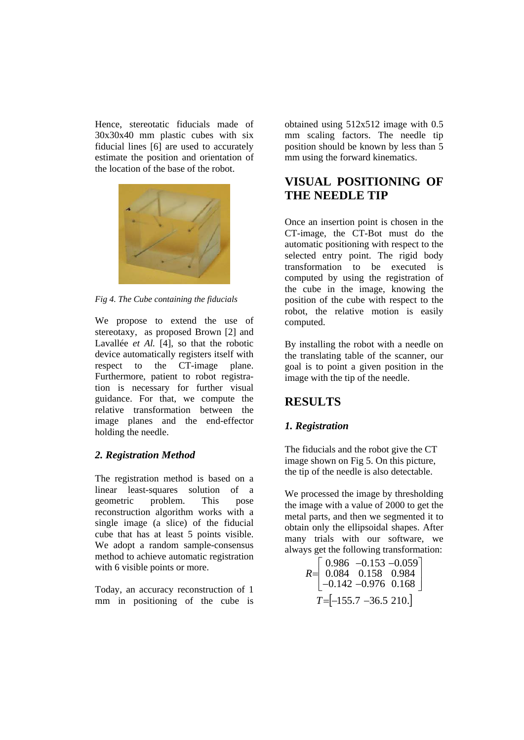Hence, stereotatic fiducials made of 30x30x40 mm plastic cubes with six fiducial lines [6] are used to accurately estimate the position and orientation of the location of the base of the robot.

*Fig 4. The Cube containing the fiducials*

We propose to extend the use of stereotaxy, as proposed Brown [2] and Lavallée *et Al.* [4], so that the robotic device automatically registers itself with respect to the CT-image plane. Furthermore, patient to robot registration is necessary for further visual guidance. For that, we compute the relative transformation between the image planes and the end-effector holding the needle.

### *2. Registration Method*

The registration method is based on a linear least-squares solution of a geometric problem. This pose reconstruction algorithm works with a single image (a slice) of the fiducial cube that has at least 5 points visible. We adopt a random sample-consensus method to achieve automatic registration with 6 visible points or more.

Today, an accuracy reconstruction of 1 mm in positioning of the cube is obtained using 512x512 image with 0.5 mm scaling factors. The needle tip position should be known by less than 5 mm using the forward kinematics.

## VISUAL POSITIONING OF THE NEEDLE TIP

Once an insertion point is chosen in the CT-image, the CT-Bot must do the automatic positioning with respect to the selected entry point. The rigid body transformation to be executed is computed by using the registration of the cube in the image, knowing the position of the cube with respect to the robot, the relative motion is easily computed.

By installing the robot with a needle on the translating table of the scanner, our goal is to point a given position in the image with the tip of the needle.

## RESULTS

### *1. Registration*

The fiducials and the robot give the CT image shown on Fig 5. On this picture, the tip of the needle is also detectable.

We processed the image by thresholding the image with a value of 2000 to get the metal parts, and then we segmented it to obtain only the ellipsoidal shapes. After many trials with our software, we always get the following transformation:

$$R = \begin{bmatrix} 0.986 & -0.153 & -0.059 \\ 0.084 & 0.158 & 0.984 \\ -0.142 & -0.976 & 0.168 \end{bmatrix}$$

$$T = \begin{bmatrix} -155.7 & -36.5 & 210. \end{bmatrix}$$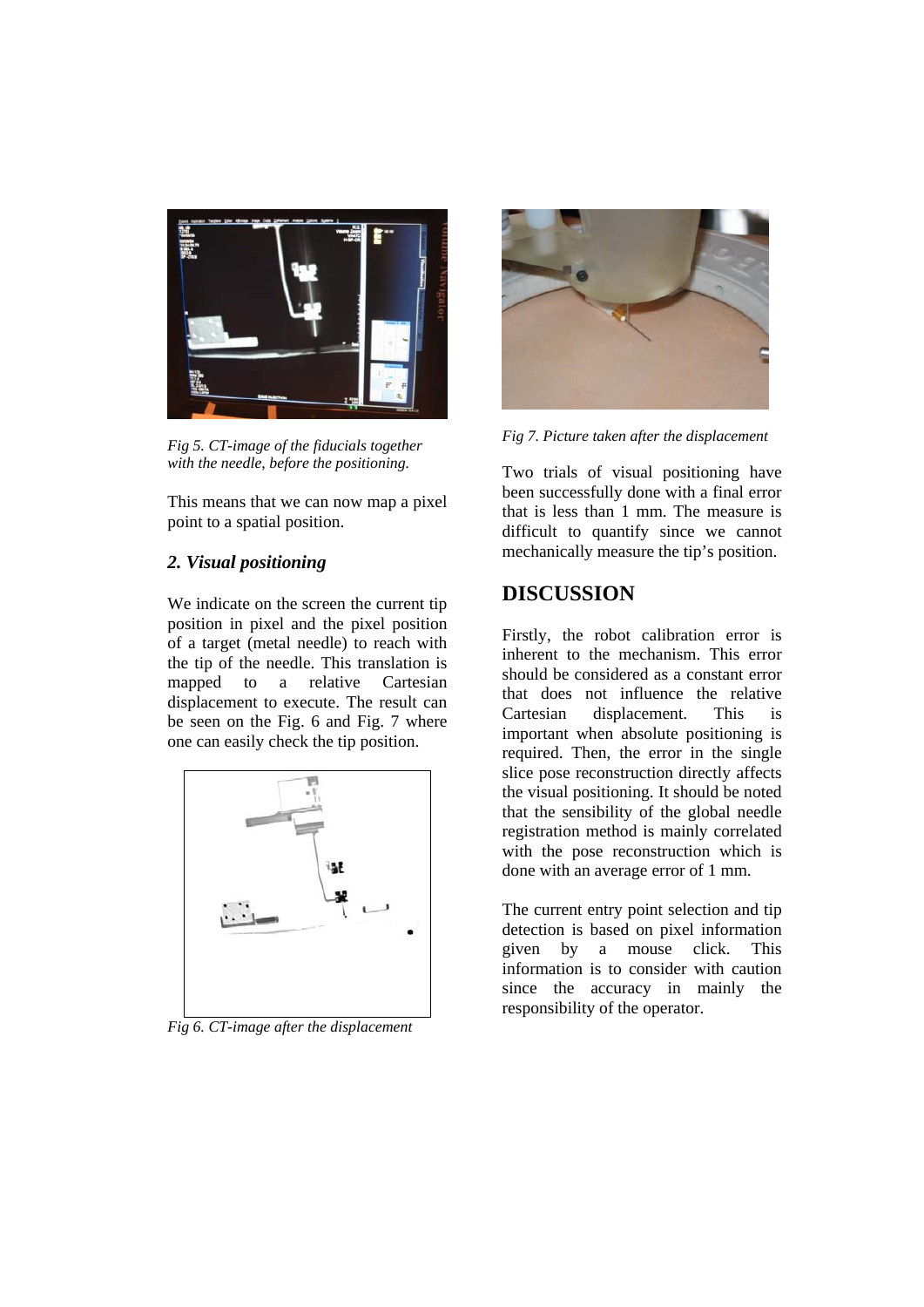Fig 5. CT-image of the fiducials together with the needle, before the positioning.

This means that we can now map a pixel point to a spatial position.

### 2. Visual positioning

We indicate on the screen the current tip position in pixel and the pixel position of a target (metal needle) to reach with the tip of the needle. This translation is mapped to a relative Cartesian displacement to execute. The result can be seen on the Fig. 6 and Fig. 7 where one can easily check the tip position.

Fig 6. CT-image after the displacement

Fig 7. Picture taken after the displacement

Two trials of visual positioning have been successfully done with a final error that is less than 1 mm. The measure is difficult to quantify since we cannot mechanically measure the tip's position.

## DISCUSSION

Firstly, the robot calibration error is inherent to the mechanism. This error should be considered as a constant error that does not influence the relative Cartesian displacement. This is important when absolute positioning is required. Then, the error in the single slice pose reconstruction directly affects the visual positioning. It should be noted that the sensibility of the global needle registration method is mainly correlated with the pose reconstruction which is done with an average error of 1 mm.

The current entry point selection and tip detection is based on pixel information given by a mouse click. This information is to consider with caution since the accuracy in mainly the responsibility of the operator.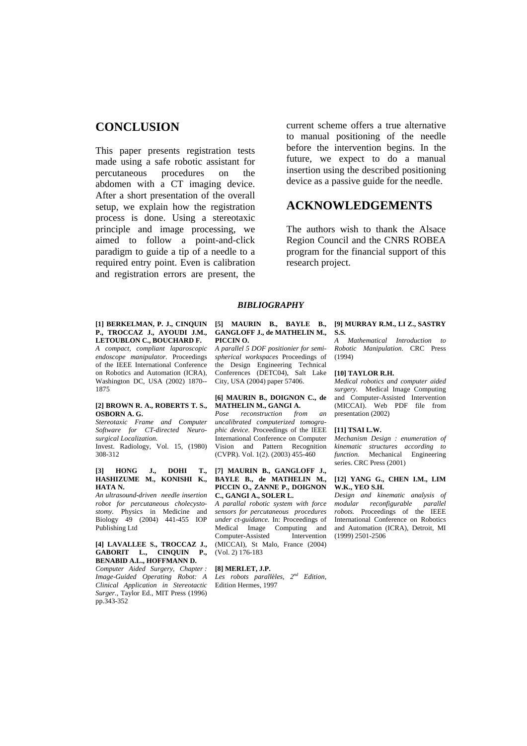## CONCLUSION

This paper presents registration tests made using a safe robotic assistant for percutaneous procedures on the abdomen with a CT imaging device. After a short presentation of the overall setup, we explain how the registration process is done. Using a stereotaxic principle and image processing, we aimed to follow a point-and-click paradigm to guide a tip of a needle to a required entry point. Even is calibration and registration errors are present, the current scheme offers a true alternative to manual positioning of the needle before the intervention begins. In the future, we expect to do a manual insertion using the described positioning device as a passive guide for the needle.

## ACKNOWLEDGEMENTS

The authors wish to thank the Alsace Region Council and the CNRS ROBEA program for the financial support of this research project.

### *BIBLIOGRAPHY*

**[1] BERKELMAN, P. J., CINQUIN P., TROCCAZ J., AYOUDI J.M., LETOUBLON C., BOUCHARD F.**
*A compact, compliant laparoscopic endoscope manipulator.* Proceedings of the IEEE International Conference on Robotics and Automation (ICRA), Washington DC, USA (2002) 1870--1875

**[2] BROWN R. A., ROBERTS T. S., OSBORN A. G.**
*Stereotaxic Frame and Computer Software for CT-directed Neuro-surgical Localization.*
Invest. Radiology, Vol. 15, (1980) 308-312

**[3] HONG J., DOHI T., HASHIZUME M., KONISHI K., HATA N.**
*An ultrasound-driven needle insertion robot for percutaneous cholecystostomy.* Physics in Medicine and Biology 49 (2004) 441-455 IOP Publishing Ltd

**[4] LAVALLEE S., TROCCAZ J., GABORIT L., CINQUIN P., BENABID A.L., HOFFMANN D.**
*Computer Aided Surgery, Chapter : Image-Guided Operating Robot: A Clinical Application in Stereotactic Surger.*, Taylor Ed., MIT Press (1996) pp.343-352

**[5] MAURIN B., BAYLE B., GANGLOFF J., de MATHELIN M., PICCIN O.**
*A parallel 5 DOF positionier for semi-spherical workspaces* Proceedings of the Design Engineering Technical Conferences (DETC04), Salt Lake City, USA (2004) paper 57406.

**[6] MAURIN B., DOIGNON C., de MATHELIN M., GANGI A.**
*Pose reconstruction from an uncalibrated computerized tomographic device.* Proceedings of the IEEE International Conference on Computer Vision and Pattern Recognition (CVPR). Vol. 1(2). (2003) 455-460

**[7] MAURIN B., GANGLOFF J., BAYLE B., de MATHELIN M., PICCIN O., ZANNE P., DOIGNON C., GANGI A., SOLER L.**
*A parallal robotic system with force sensors for percutaneous procedures under ct-guidance.* In: Proceedings of Medical Image Computing and Computer-Assisted Intervention (MICCAI), St Malo, France (2004) (Vol. 2) 176-183

**[8] MERLET, J.P.**
*Les robots parallèles, 2nd Edition,* Edition Hermes, 1997

**[9] MURRAY R.M., LI Z., SASTRY S.S.**
*A Mathematical Introduction to Robotic Manipulation.* CRC Press (1994)

**[10] TAYLOR R.H.**
*Medical robotics and computer aided surgery.* Medical Image Computing and Computer-Assisted Intervention (MICCAI). Web PDF file from presentation (2002)

**[11] TSAI L.W.**
*Mechanism Design : enumeration of kinematic structures according to function.* Mechanical Engineering series. CRC Press (2001)

**[12] YANG G., CHEN I.M., LIM W.K., YEO S.H.**
*Design and kinematic analysis of modular reconfigurable parallel robots.* Proceedings of the IEEE International Conference on Robotics and Automation (ICRA), Detroit, MI (1999) 2501-2506